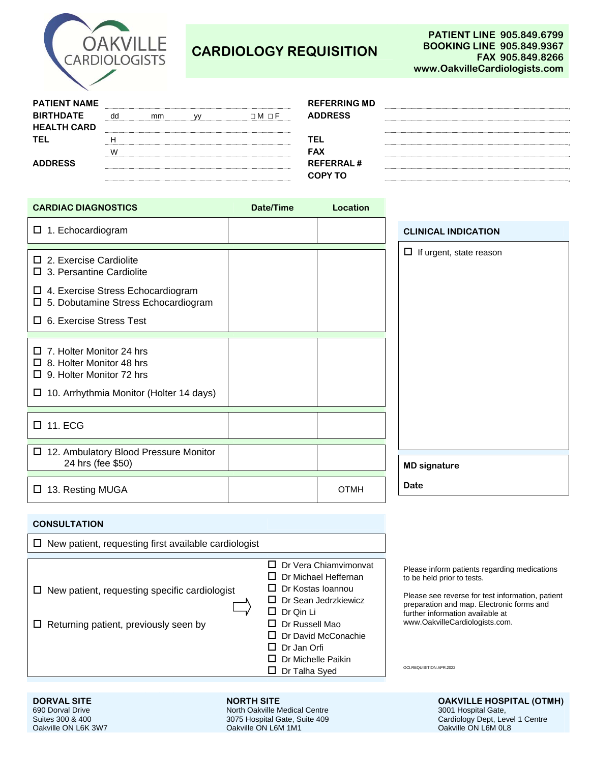OAKVILLE CARDIOLOGISTS

# CARDIOLOGY REQUISITION

**PATIENT LINE** 905.849.6799
**BOOKING LINE** 905.849.9367
**FAX** 905.849.8266
www.OakvilleCardiologists.com

**PATIENT NAME**
**BIRTHDATE** dd mm yy ☐ M ☐ F
**HEALTH CARD**
**TEL** H
W
**ADDRESS**

**REFERRING MD**
**ADDRESS**
**TEL**
**FAX**
**REFERRAL #**
**COPY TO**

| CARDIAC DIAGNOSTICS | Date/Time | Location |
|---|---|---|
| ☐ 1. Echocardiogram | | |
| ☐ 2. Exercise Cardiolite<br>☐ 3. Persantine Cardiolite<br>☐ 4. Exercise Stress Echocardiogram<br>☐ 5. Dobutamine Stress Echocardiogram<br>☐ 6. Exercise Stress Test | | |
| ☐ 7. Holter Monitor 24 hrs<br>☐ 8. Holter Monitor 48 hrs<br>☐ 9. Holter Monitor 72 hrs<br>☐ 10. Arrhythmia Monitor (Holter 14 days) | | |
| ☐ 11. ECG | | |
| ☐ 12. Ambulatory Blood Pressure Monitor 24 hrs (fee $50) | | |
| ☐ 13. Resting MUGA | | OTMH |

**CLINICAL INDICATION**

☐ If urgent, state reason

**MD signature**

**Date**

**CONSULTATION**

☐ New patient, requesting first available cardiologist

☐ New patient, requesting specific cardiologist

☐ Returning patient, previously seen by

- ☐ Dr Vera Chiamvimonvat
- ☐ Dr Michael Heffernan
- ☐ Dr Kostas Ioannou
- ☐ Dr Sean Jedrzkiewicz
- ☐ Dr Qin Li
- ☐ Dr Russell Mao
- ☐ Dr David McConachie
- ☐ Dr Jan Orfi
- ☐ Dr Michelle Paikin
- ☐ Dr Talha Syed

Please inform patients regarding medications to be held prior to tests.

Please see reverse for test information, patient preparation and map. Electronic forms and further information available at www.OakvilleCardiologists.com.

OCI.REQUISITION.APR.2022

**DORVAL SITE**
690 Dorval Drive
Suites 300 & 400
Oakville ON L6K 3W7

**NORTH SITE**
North Oakville Medical Centre
3075 Hospital Gate, Suite 409
Oakville ON L6M 1M1

**OAKVILLE HOSPITAL (OTMH)**
3001 Hospital Gate,
Cardiology Dept, Level 1 Centre
Oakville ON L6M 0L8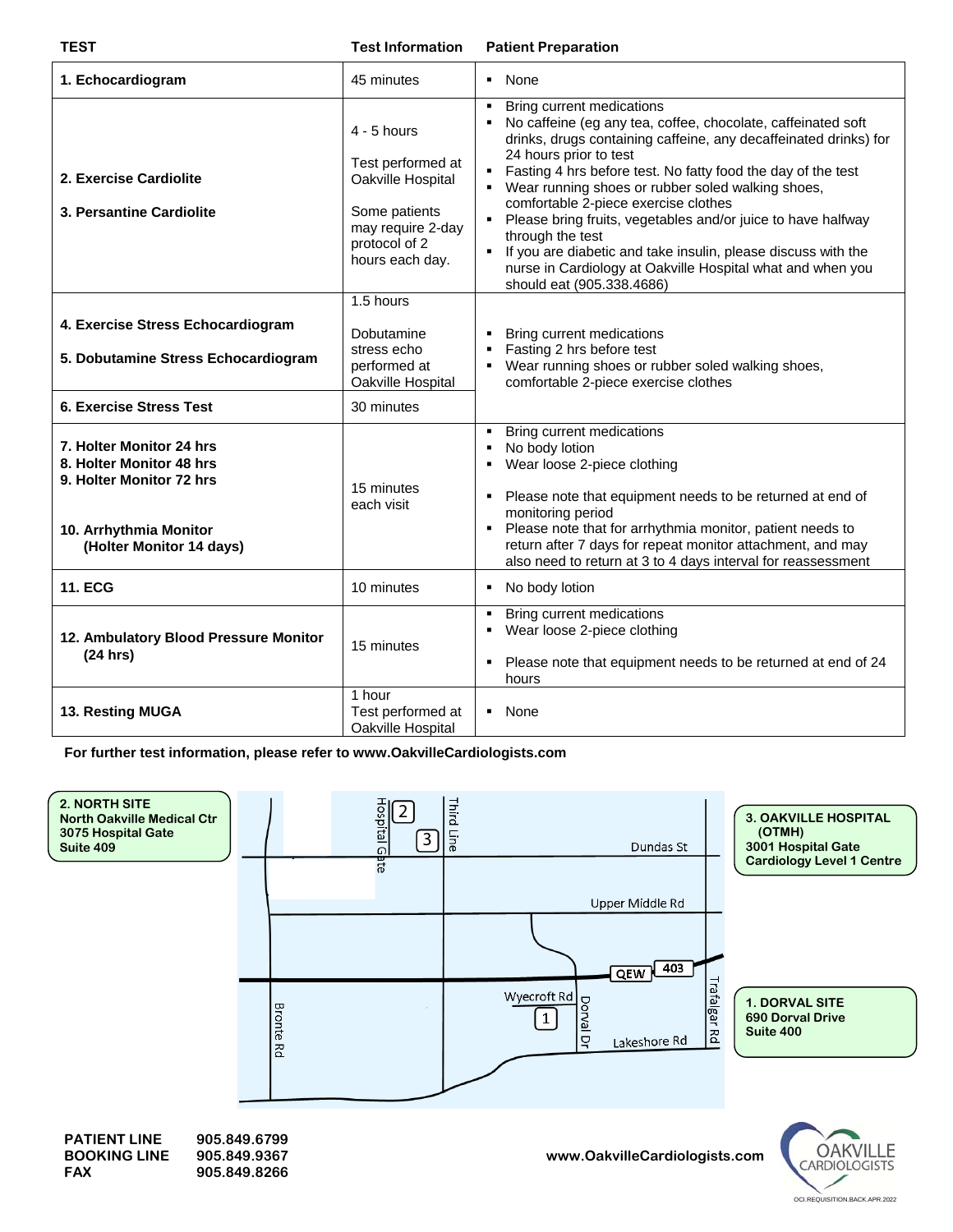| TEST | Test Information | Patient Preparation |
|---|---|---|
| **1. Echocardiogram** | 45 minutes | ▪ None |
| **2. Exercise Cardiolite**<br><br>**3. Persantine Cardiolite** | 4 - 5 hours<br><br>Test performed at Oakville Hospital<br><br>Some patients may require 2-day protocol of 2 hours each day. | ▪ Bring current medications<br>▪ No caffeine (eg any tea, coffee, chocolate, caffeinated soft drinks, drugs containing caffeine, any decaffeinated drinks) for 24 hours prior to test<br>▪ Fasting 4 hrs before test. No fatty food the day of the test<br>▪ Wear running shoes or rubber soled walking shoes, comfortable 2-piece exercise clothes<br>▪ Please bring fruits, vegetables and/or juice to have halfway through the test<br>▪ If you are diabetic and take insulin, please discuss with the nurse in Cardiology at Oakville Hospital what and when you should eat (905.338.4686) |
| **4. Exercise Stress Echocardiogram**<br><br>**5. Dobutamine Stress Echocardiogram** | 1.5 hours<br><br>Dobutamine stress echo performed at Oakville Hospital | ▪ Bring current medications<br>▪ Fasting 2 hrs before test<br>▪ Wear running shoes or rubber soled walking shoes, comfortable 2-piece exercise clothes |
| **6. Exercise Stress Test** | 30 minutes | |
| **7. Holter Monitor 24 hrs**<br>**8. Holter Monitor 48 hrs**<br>**9. Holter Monitor 72 hrs**<br><br>**10. Arrhythmia Monitor (Holter Monitor 14 days)** | 15 minutes each visit | ▪ Bring current medications<br>▪ No body lotion<br>▪ Wear loose 2-piece clothing<br><br>▪ Please note that equipment needs to be returned at end of monitoring period<br>▪ Please note that for arrhythmia monitor, patient needs to return after 7 days for repeat monitor attachment, and may also need to return at 3 to 4 days interval for reassessment |
| **11. ECG** | 10 minutes | ▪ No body lotion |
| **12. Ambulatory Blood Pressure Monitor (24 hrs)** | 15 minutes | ▪ Bring current medications<br>▪ Wear loose 2-piece clothing<br><br>▪ Please note that equipment needs to be returned at end of 24 hours |
| **13. Resting MUGA** | 1 hour<br>Test performed at Oakville Hospital | ▪ None |

**For further test information, please refer to www.OakvilleCardiologists.com**

**2. NORTH SITE**
**North Oakville Medical Ctr**
**3075 Hospital Gate**
**Suite 409**

**3. OAKVILLE HOSPITAL (OTMH)**
**3001 Hospital Gate**
**Cardiology Level 1 Centre**

**1. DORVAL SITE**
**690 Dorval Drive**
**Suite 400**

Hospital Gate
Third Line
Dundas St
Upper Middle Rd
QEW
403
Trafalgar Rd
Wyecroft Rd
Dorval Dr
Lakeshore Rd
Bronte Rd

| | |
|---|---|
| **PATIENT LINE** | **905.849.6799** |
| **BOOKING LINE** | **905.849.9367** |
| **FAX** | **905.849.8266** |

**www.OakvilleCardiologists.com**

OAKVILLE CARDIOLOGISTS

OCI.REQUISITION.BACK.APR.2022